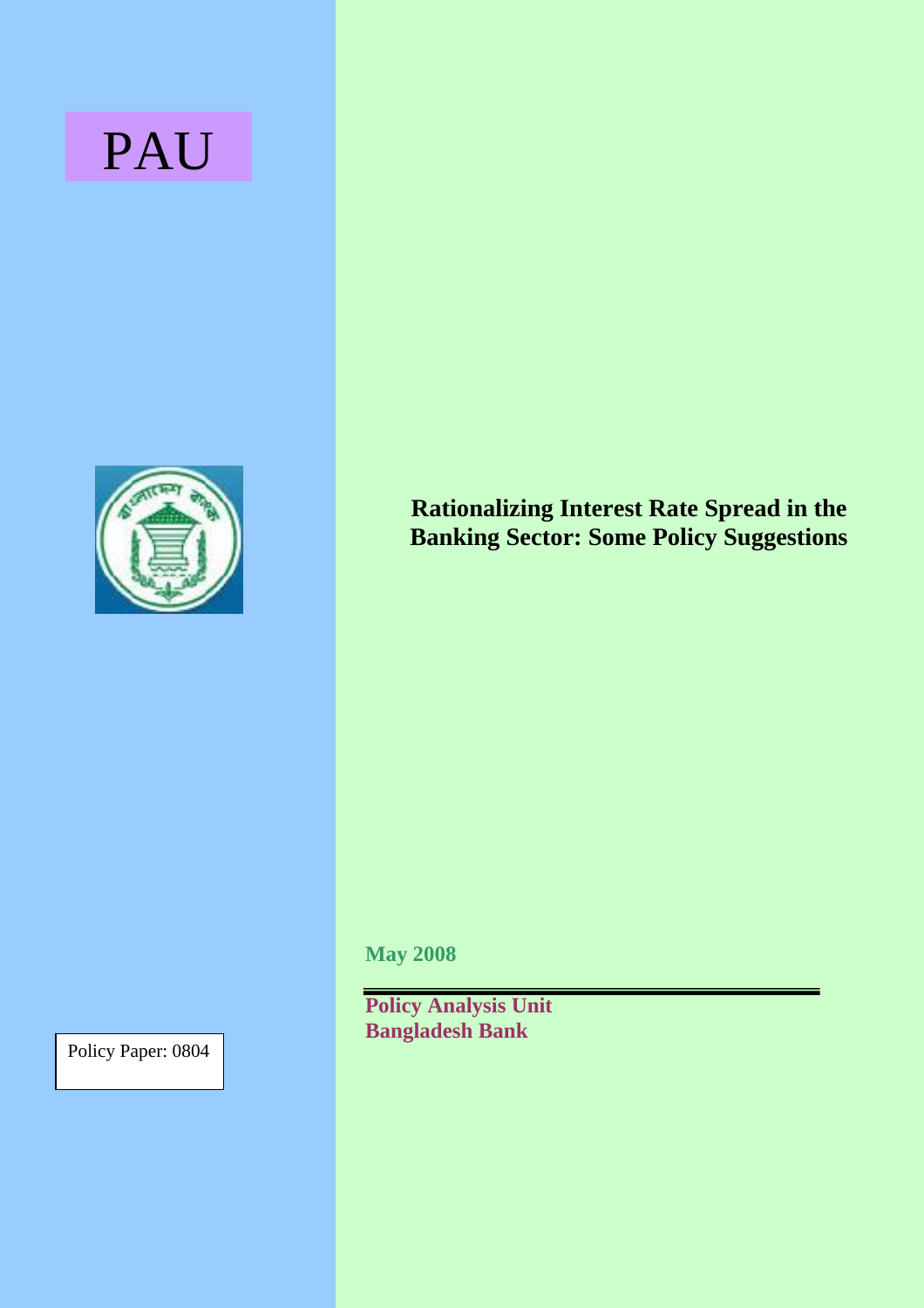PAU

# Rationalizing Interest Rate Spread in the Banking Sector: Some Policy Suggestions

**May 2008**

**Policy Analysis Unit**
**Bangladesh Bank**

Policy Paper: 0804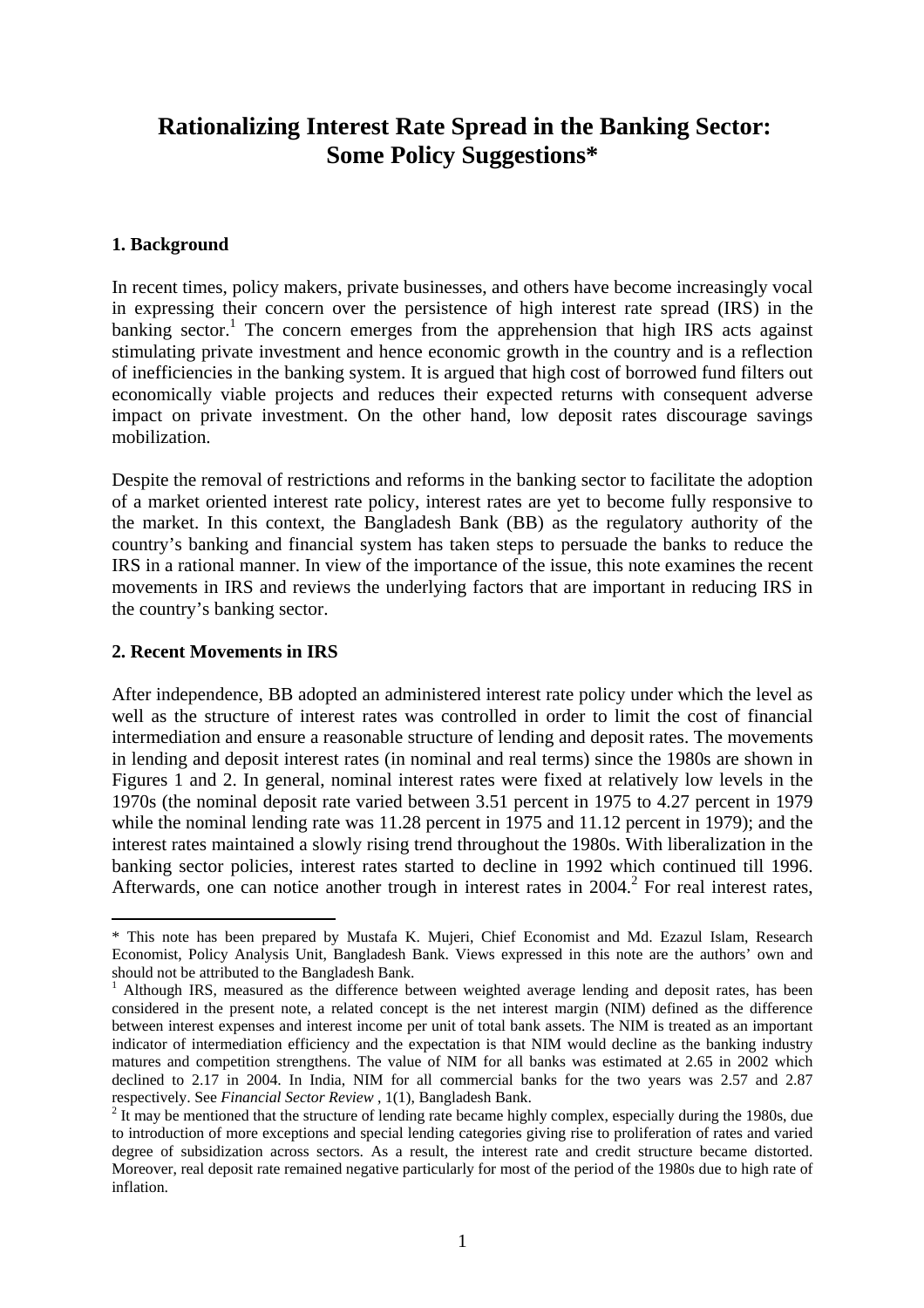# Rationalizing Interest Rate Spread in the Banking Sector: Some Policy Suggestions*

### 1. Background

In recent times, policy makers, private businesses, and others have become increasingly vocal in expressing their concern over the persistence of high interest rate spread (IRS) in the banking sector.[1] The concern emerges from the apprehension that high IRS acts against stimulating private investment and hence economic growth in the country and is a reflection of inefficiencies in the banking system. It is argued that high cost of borrowed fund filters out economically viable projects and reduces their expected returns with consequent adverse impact on private investment. On the other hand, low deposit rates discourage savings mobilization.

Despite the removal of restrictions and reforms in the banking sector to facilitate the adoption of a market oriented interest rate policy, interest rates are yet to become fully responsive to the market. In this context, the Bangladesh Bank (BB) as the regulatory authority of the country's banking and financial system has taken steps to persuade the banks to reduce the IRS in a rational manner. In view of the importance of the issue, this note examines the recent movements in IRS and reviews the underlying factors that are important in reducing IRS in the country's banking sector.

### 2. Recent Movements in IRS

After independence, BB adopted an administered interest rate policy under which the level as well as the structure of interest rates was controlled in order to limit the cost of financial intermediation and ensure a reasonable structure of lending and deposit rates. The movements in lending and deposit interest rates (in nominal and real terms) since the 1980s are shown in Figures 1 and 2. In general, nominal interest rates were fixed at relatively low levels in the 1970s (the nominal deposit rate varied between 3.51 percent in 1975 to 4.27 percent in 1979 while the nominal lending rate was 11.28 percent in 1975 and 11.12 percent in 1979); and the interest rates maintained a slowly rising trend throughout the 1980s. With liberalization in the banking sector policies, interest rates started to decline in 1992 which continued till 1996. Afterwards, one can notice another trough in interest rates in 2004.[2] For real interest rates,

---

\* This note has been prepared by Mustafa K. Mujeri, Chief Economist and Md. Ezazul Islam, Research Economist, Policy Analysis Unit, Bangladesh Bank. Views expressed in this note are the authors' own and should not be attributed to the Bangladesh Bank.

[1] Although IRS, measured as the difference between weighted average lending and deposit rates, has been considered in the present note, a related concept is the net interest margin (NIM) defined as the difference between interest expenses and interest income per unit of total bank assets. The NIM is treated as an important indicator of intermediation efficiency and the expectation is that NIM would decline as the banking industry matures and competition strengthens. The value of NIM for all banks was estimated at 2.65 in 2002 which declined to 2.17 in 2004. In India, NIM for all commercial banks for the two years was 2.57 and 2.87 respectively. See *Financial Sector Review* , 1(1), Bangladesh Bank.

[2] It may be mentioned that the structure of lending rate became highly complex, especially during the 1980s, due to introduction of more exceptions and special lending categories giving rise to proliferation of rates and varied degree of subsidization across sectors. As a result, the interest rate and credit structure became distorted. Moreover, real deposit rate remained negative particularly for most of the period of the 1980s due to high rate of inflation.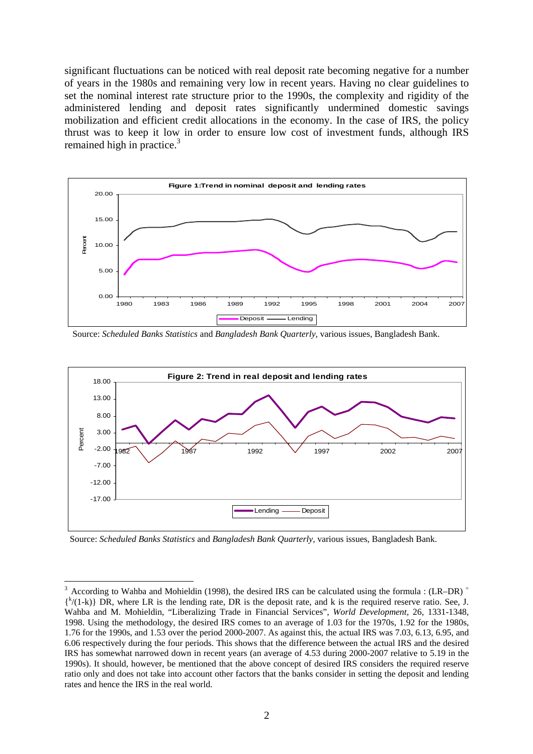significant fluctuations can be noticed with real deposit rate becoming negative for a number of years in the 1980s and remaining very low in recent years. Having no clear guidelines to set the nominal interest rate structure prior to the 1990s, the complexity and rigidity of the administered lending and deposit rates significantly undermined domestic savings mobilization and efficient credit allocations in the economy. In the case of IRS, the policy thrust was to keep it low in order to ensure low cost of investment funds, although IRS remained high in practice.[3]

**Figure 1: Trend in nominal deposit and lending rates**

Source: *Scheduled Banks Statistics* and *Bangladesh Bank Quarterly*, various issues, Bangladesh Bank.

**Figure 2: Trend in real deposit and lending rates**

Source: *Scheduled Banks Statistics* and *Bangladesh Bank Quarterly*, various issues, Bangladesh Bank.

---

[3] According to Wahba and Mohieldin (1998), the desired IRS can be calculated using the formula : $(LR–DR) = \{^{k}/(1-k)\}\ DR$, where LR is the lending rate, DR is the deposit rate, and k is the required reserve ratio. See, J. Wahba and M. Mohieldin, "Liberalizing Trade in Financial Services", *World Development*, 26, 1331-1348, 1998. Using the methodology, the desired IRS comes to an average of 1.03 for the 1970s, 1.92 for the 1980s, 1.76 for the 1990s, and 1.53 over the period 2000-2007. As against this, the actual IRS was 7.03, 6.13, 6.95, and 6.06 respectively during the four periods. This shows that the difference between the actual IRS and the desired IRS has somewhat narrowed down in recent years (an average of 4.53 during 2000-2007 relative to 5.19 in the 1990s). It should, however, be mentioned that the above concept of desired IRS considers the required reserve ratio only and does not take into account other factors that the banks consider in setting the deposit and lending rates and hence the IRS in the real world.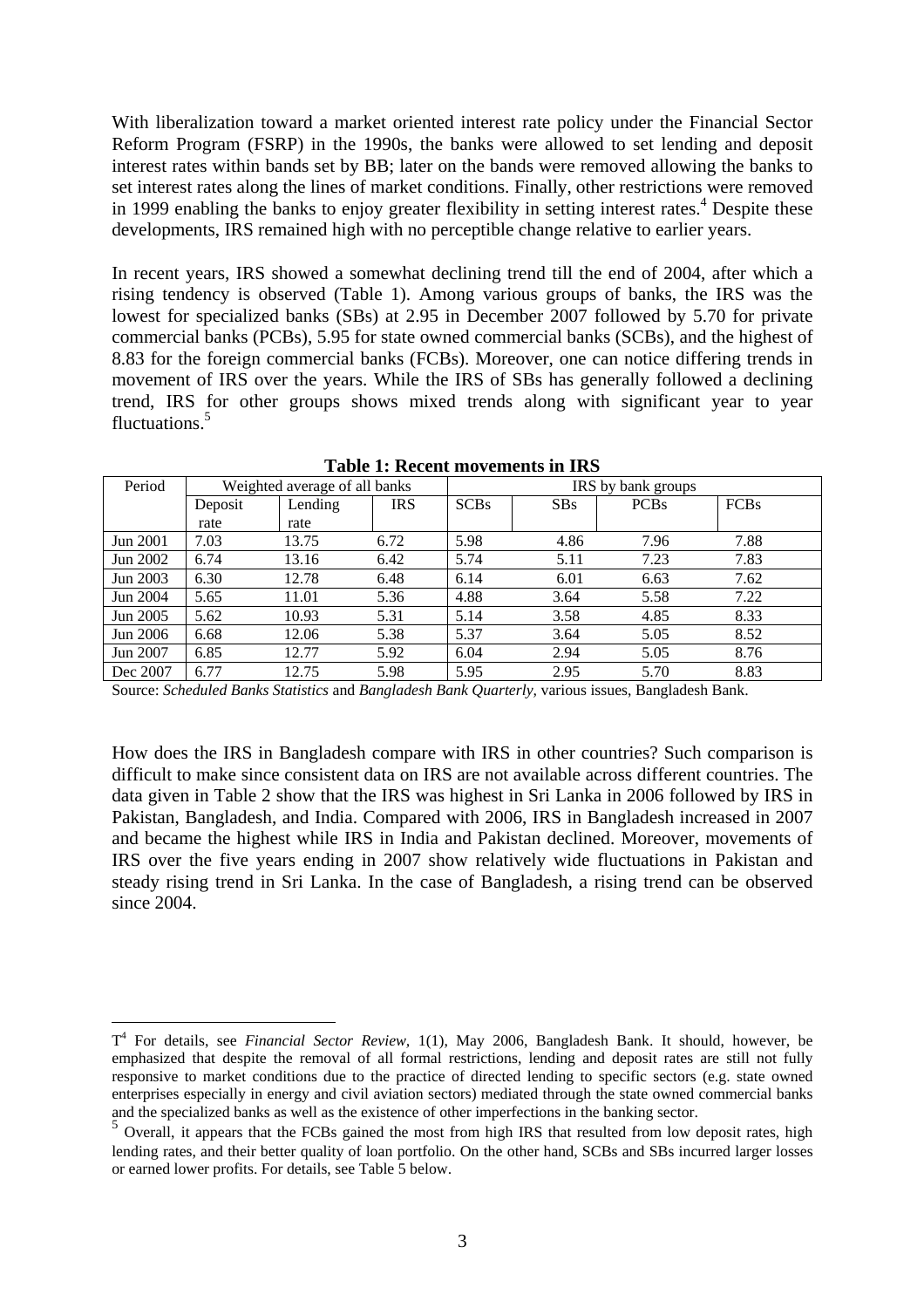With liberalization toward a market oriented interest rate policy under the Financial Sector Reform Program (FSRP) in the 1990s, the banks were allowed to set lending and deposit interest rates within bands set by BB; later on the bands were removed allowing the banks to set interest rates along the lines of market conditions. Finally, other restrictions were removed in 1999 enabling the banks to enjoy greater flexibility in setting interest rates.[4] Despite these developments, IRS remained high with no perceptible change relative to earlier years.

In recent years, IRS showed a somewhat declining trend till the end of 2004, after which a rising tendency is observed (Table 1). Among various groups of banks, the IRS was the lowest for specialized banks (SBs) at 2.95 in December 2007 followed by 5.70 for private commercial banks (PCBs), 5.95 for state owned commercial banks (SCBs), and the highest of 8.83 for the foreign commercial banks (FCBs). Moreover, one can notice differing trends in movement of IRS over the years. While the IRS of SBs has generally followed a declining trend, IRS for other groups shows mixed trends along with significant year to year fluctuations.[5]

**Table 1: Recent movements in IRS**

| Period | Weighted average of all banks | | | IRS by bank groups | | | |
|---|---|---|---|---|---|---|---|
| | Deposit rate | Lending rate | IRS | SCBs | SBs | PCBs | FCBs |
| Jun 2001 | 7.03 | 13.75 | 6.72 | 5.98 | 4.86 | 7.96 | 7.88 |
| Jun 2002 | 6.74 | 13.16 | 6.42 | 5.74 | 5.11 | 7.23 | 7.83 |
| Jun 2003 | 6.30 | 12.78 | 6.48 | 6.14 | 6.01 | 6.63 | 7.62 |
| Jun 2004 | 5.65 | 11.01 | 5.36 | 4.88 | 3.64 | 5.58 | 7.22 |
| Jun 2005 | 5.62 | 10.93 | 5.31 | 5.14 | 3.58 | 4.85 | 8.33 |
| Jun 2006 | 6.68 | 12.06 | 5.38 | 5.37 | 3.64 | 5.05 | 8.52 |
| Jun 2007 | 6.85 | 12.77 | 5.92 | 6.04 | 2.94 | 5.05 | 8.76 |
| Dec 2007 | 6.77 | 12.75 | 5.98 | 5.95 | 2.95 | 5.70 | 8.83 |

Source: *Scheduled Banks Statistics* and *Bangladesh Bank Quarterly*, various issues, Bangladesh Bank.

How does the IRS in Bangladesh compare with IRS in other countries? Such comparison is difficult to make since consistent data on IRS are not available across different countries. The data given in Table 2 show that the IRS was highest in Sri Lanka in 2006 followed by IRS in Pakistan, Bangladesh, and India. Compared with 2006, IRS in Bangladesh increased in 2007 and became the highest while IRS in India and Pakistan declined. Moreover, movements of IRS over the five years ending in 2007 show relatively wide fluctuations in Pakistan and steady rising trend in Sri Lanka. In the case of Bangladesh, a rising trend can be observed since 2004.

---

T[4] For details, see *Financial Sector Review,* 1(1), May 2006, Bangladesh Bank. It should, however, be emphasized that despite the removal of all formal restrictions, lending and deposit rates are still not fully responsive to market conditions due to the practice of directed lending to specific sectors (e.g. state owned enterprises especially in energy and civil aviation sectors) mediated through the state owned commercial banks and the specialized banks as well as the existence of other imperfections in the banking sector.

[5] Overall, it appears that the FCBs gained the most from high IRS that resulted from low deposit rates, high lending rates, and their better quality of loan portfolio. On the other hand, SCBs and SBs incurred larger losses or earned lower profits. For details, see Table 5 below.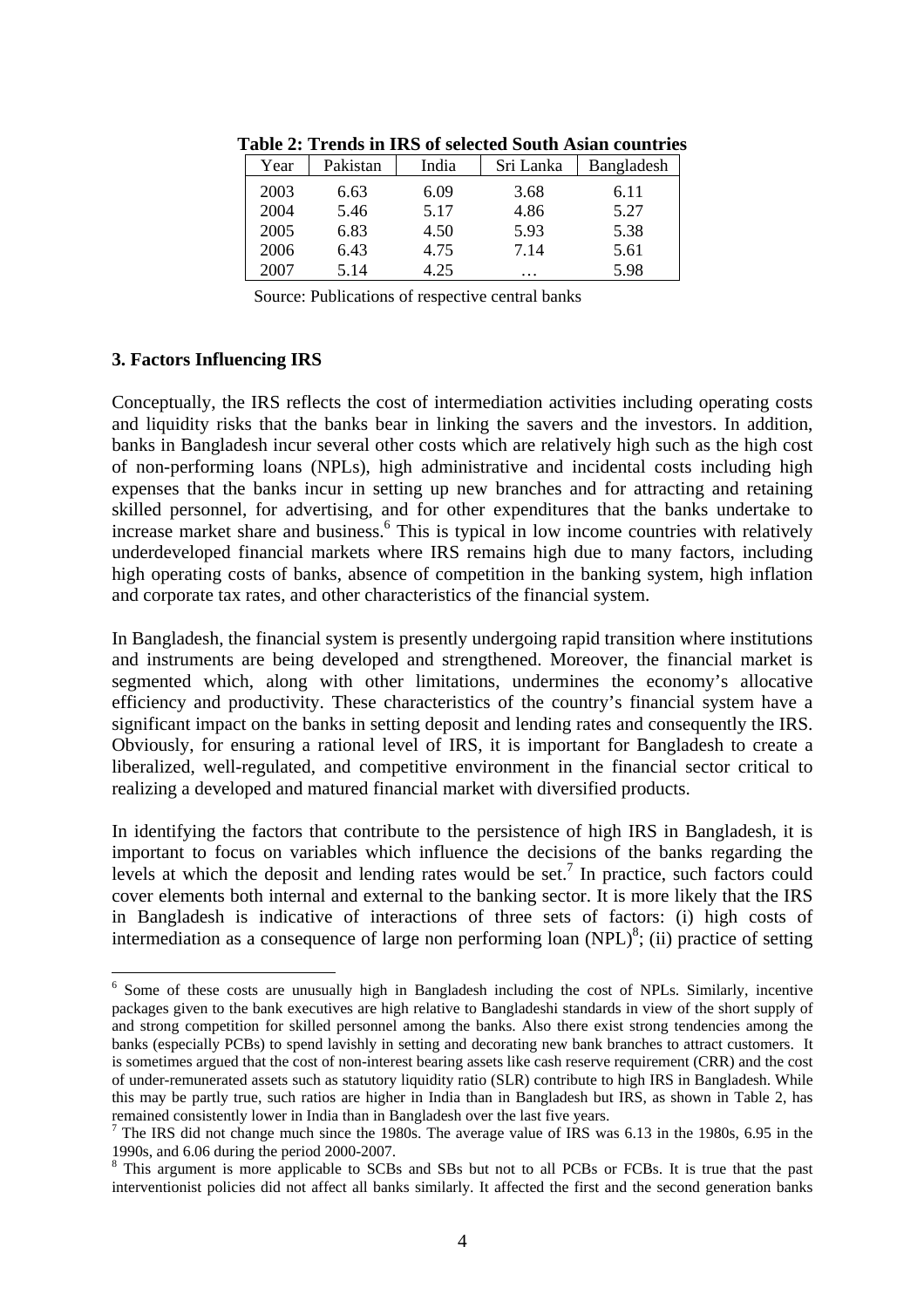**Table 2: Trends in IRS of selected South Asian countries**

| Year | Pakistan | India | Sri Lanka | Bangladesh |
|---|---|---|---|---|
| 2003 | 6.63 | 6.09 | 3.68 | 6.11 |
| 2004 | 5.46 | 5.17 | 4.86 | 5.27 |
| 2005 | 6.83 | 4.50 | 5.93 | 5.38 |
| 2006 | 6.43 | 4.75 | 7.14 | 5.61 |
| 2007 | 5.14 | 4.25 | … | 5.98 |

Source: Publications of respective central banks

### 3. Factors Influencing IRS

Conceptually, the IRS reflects the cost of intermediation activities including operating costs and liquidity risks that the banks bear in linking the savers and the investors. In addition, banks in Bangladesh incur several other costs which are relatively high such as the high cost of non-performing loans (NPLs), high administrative and incidental costs including high expenses that the banks incur in setting up new branches and for attracting and retaining skilled personnel, for advertising, and for other expenditures that the banks undertake to increase market share and business.[6] This is typical in low income countries with relatively underdeveloped financial markets where IRS remains high due to many factors, including high operating costs of banks, absence of competition in the banking system, high inflation and corporate tax rates, and other characteristics of the financial system.

In Bangladesh, the financial system is presently undergoing rapid transition where institutions and instruments are being developed and strengthened. Moreover, the financial market is segmented which, along with other limitations, undermines the economy's allocative efficiency and productivity. These characteristics of the country's financial system have a significant impact on the banks in setting deposit and lending rates and consequently the IRS. Obviously, for ensuring a rational level of IRS, it is important for Bangladesh to create a liberalized, well-regulated, and competitive environment in the financial sector critical to realizing a developed and matured financial market with diversified products.

In identifying the factors that contribute to the persistence of high IRS in Bangladesh, it is important to focus on variables which influence the decisions of the banks regarding the levels at which the deposit and lending rates would be set.[7] In practice, such factors could cover elements both internal and external to the banking sector. It is more likely that the IRS in Bangladesh is indicative of interactions of three sets of factors: (i) high costs of intermediation as a consequence of large non performing loan (NPL)[8]; (ii) practice of setting

---

[6] Some of these costs are unusually high in Bangladesh including the cost of NPLs. Similarly, incentive packages given to the bank executives are high relative to Bangladeshi standards in view of the short supply of and strong competition for skilled personnel among the banks. Also there exist strong tendencies among the banks (especially PCBs) to spend lavishly in setting and decorating new bank branches to attract customers. It is sometimes argued that the cost of non-interest bearing assets like cash reserve requirement (CRR) and the cost of under-remunerated assets such as statutory liquidity ratio (SLR) contribute to high IRS in Bangladesh. While this may be partly true, such ratios are higher in India than in Bangladesh but IRS, as shown in Table 2, has remained consistently lower in India than in Bangladesh over the last five years.

[7] The IRS did not change much since the 1980s. The average value of IRS was 6.13 in the 1980s, 6.95 in the 1990s, and 6.06 during the period 2000-2007.

[8] This argument is more applicable to SCBs and SBs but not to all PCBs or FCBs. It is true that the past interventionist policies did not affect all banks similarly. It affected the first and the second generation banks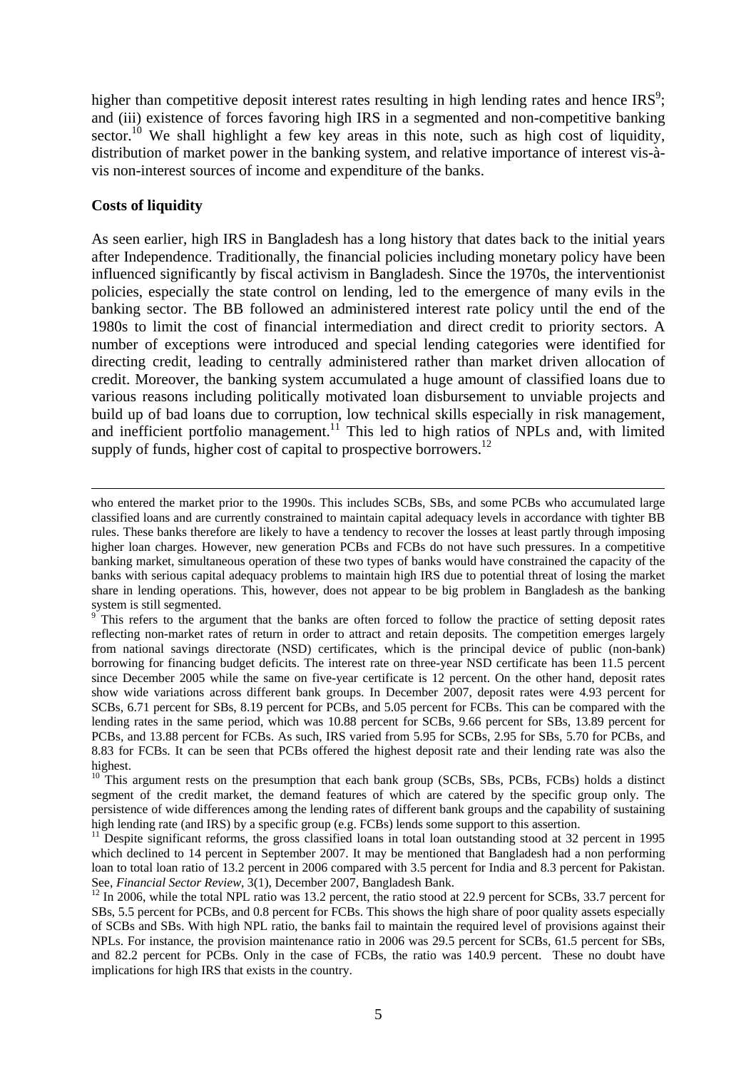higher than competitive deposit interest rates resulting in high lending rates and hence IRS[9]; and (iii) existence of forces favoring high IRS in a segmented and non-competitive banking sector.[10] We shall highlight a few key areas in this note, such as high cost of liquidity, distribution of market power in the banking system, and relative importance of interest vis-à-vis non-interest sources of income and expenditure of the banks.

**Costs of liquidity**

As seen earlier, high IRS in Bangladesh has a long history that dates back to the initial years after Independence. Traditionally, the financial policies including monetary policy have been influenced significantly by fiscal activism in Bangladesh. Since the 1970s, the interventionist policies, especially the state control on lending, led to the emergence of many evils in the banking sector. The BB followed an administered interest rate policy until the end of the 1980s to limit the cost of financial intermediation and direct credit to priority sectors. A number of exceptions were introduced and special lending categories were identified for directing credit, leading to centrally administered rather than market driven allocation of credit. Moreover, the banking system accumulated a huge amount of classified loans due to various reasons including politically motivated loan disbursement to unviable projects and build up of bad loans due to corruption, low technical skills especially in risk management, and inefficient portfolio management.[11] This led to high ratios of NPLs and, with limited supply of funds, higher cost of capital to prospective borrowers.[12]

---

who entered the market prior to the 1990s. This includes SCBs, SBs, and some PCBs who accumulated large classified loans and are currently constrained to maintain capital adequacy levels in accordance with tighter BB rules. These banks therefore are likely to have a tendency to recover the losses at least partly through imposing higher loan charges. However, new generation PCBs and FCBs do not have such pressures. In a competitive banking market, simultaneous operation of these two types of banks would have constrained the capacity of the banks with serious capital adequacy problems to maintain high IRS due to potential threat of losing the market share in lending operations. This, however, does not appear to be big problem in Bangladesh as the banking system is still segmented.

[9] This refers to the argument that the banks are often forced to follow the practice of setting deposit rates reflecting non-market rates of return in order to attract and retain deposits. The competition emerges largely from national savings directorate (NSD) certificates, which is the principal device of public (non-bank) borrowing for financing budget deficits. The interest rate on three-year NSD certificate has been 11.5 percent since December 2005 while the same on five-year certificate is 12 percent. On the other hand, deposit rates show wide variations across different bank groups. In December 2007, deposit rates were 4.93 percent for SCBs, 6.71 percent for SBs, 8.19 percent for PCBs, and 5.05 percent for FCBs. This can be compared with the lending rates in the same period, which was 10.88 percent for SCBs, 9.66 percent for SBs, 13.89 percent for PCBs, and 13.88 percent for FCBs. As such, IRS varied from 5.95 for SCBs, 2.95 for SBs, 5.70 for PCBs, and 8.83 for FCBs. It can be seen that PCBs offered the highest deposit rate and their lending rate was also the highest.

[10] This argument rests on the presumption that each bank group (SCBs, SBs, PCBs, FCBs) holds a distinct segment of the credit market, the demand features of which are catered by the specific group only. The persistence of wide differences among the lending rates of different bank groups and the capability of sustaining high lending rate (and IRS) by a specific group (e.g. FCBs) lends some support to this assertion.

[11] Despite significant reforms, the gross classified loans in total loan outstanding stood at 32 percent in 1995 which declined to 14 percent in September 2007. It may be mentioned that Bangladesh had a non performing loan to total loan ratio of 13.2 percent in 2006 compared with 3.5 percent for India and 8.3 percent for Pakistan. See, *Financial Sector Review*, 3(1), December 2007, Bangladesh Bank.

[12] In 2006, while the total NPL ratio was 13.2 percent, the ratio stood at 22.9 percent for SCBs, 33.7 percent for SBs, 5.5 percent for PCBs, and 0.8 percent for FCBs. This shows the high share of poor quality assets especially of SCBs and SBs. With high NPL ratio, the banks fail to maintain the required level of provisions against their NPLs. For instance, the provision maintenance ratio in 2006 was 29.5 percent for SCBs, 61.5 percent for SBs, and 82.2 percent for PCBs. Only in the case of FCBs, the ratio was 140.9 percent. These no doubt have implications for high IRS that exists in the country.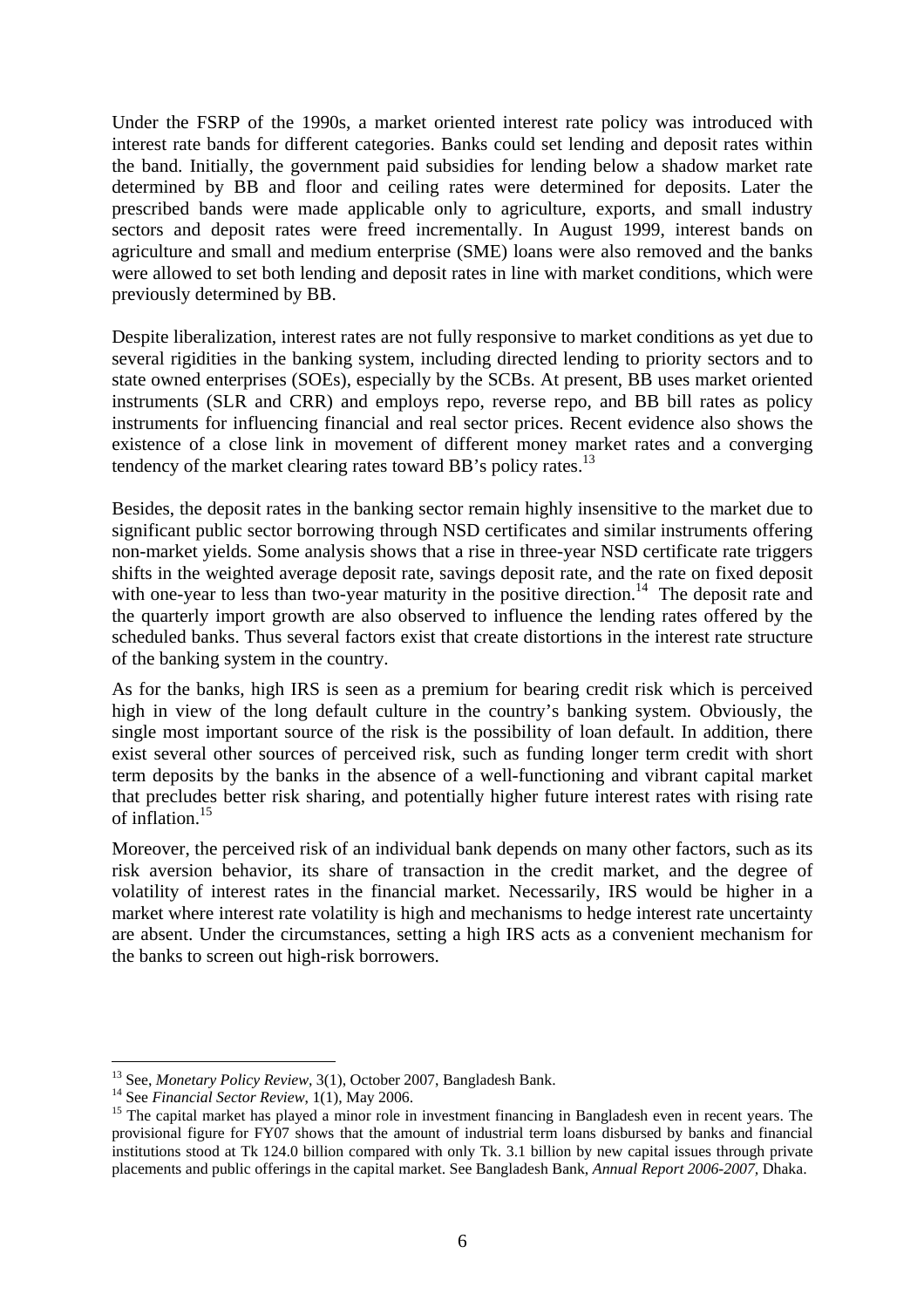Under the FSRP of the 1990s, a market oriented interest rate policy was introduced with interest rate bands for different categories. Banks could set lending and deposit rates within the band. Initially, the government paid subsidies for lending below a shadow market rate determined by BB and floor and ceiling rates were determined for deposits. Later the prescribed bands were made applicable only to agriculture, exports, and small industry sectors and deposit rates were freed incrementally. In August 1999, interest bands on agriculture and small and medium enterprise (SME) loans were also removed and the banks were allowed to set both lending and deposit rates in line with market conditions, which were previously determined by BB.

Despite liberalization, interest rates are not fully responsive to market conditions as yet due to several rigidities in the banking system, including directed lending to priority sectors and to state owned enterprises (SOEs), especially by the SCBs. At present, BB uses market oriented instruments (SLR and CRR) and employs repo, reverse repo, and BB bill rates as policy instruments for influencing financial and real sector prices. Recent evidence also shows the existence of a close link in movement of different money market rates and a converging tendency of the market clearing rates toward BB's policy rates.[13]

Besides, the deposit rates in the banking sector remain highly insensitive to the market due to significant public sector borrowing through NSD certificates and similar instruments offering non-market yields. Some analysis shows that a rise in three-year NSD certificate rate triggers shifts in the weighted average deposit rate, savings deposit rate, and the rate on fixed deposit with one-year to less than two-year maturity in the positive direction.[14] The deposit rate and the quarterly import growth are also observed to influence the lending rates offered by the scheduled banks. Thus several factors exist that create distortions in the interest rate structure of the banking system in the country.

As for the banks, high IRS is seen as a premium for bearing credit risk which is perceived high in view of the long default culture in the country's banking system. Obviously, the single most important source of the risk is the possibility of loan default. In addition, there exist several other sources of perceived risk, such as funding longer term credit with short term deposits by the banks in the absence of a well-functioning and vibrant capital market that precludes better risk sharing, and potentially higher future interest rates with rising rate of inflation.[15]

Moreover, the perceived risk of an individual bank depends on many other factors, such as its risk aversion behavior, its share of transaction in the credit market, and the degree of volatility of interest rates in the financial market. Necessarily, IRS would be higher in a market where interest rate volatility is high and mechanisms to hedge interest rate uncertainty are absent. Under the circumstances, setting a high IRS acts as a convenient mechanism for the banks to screen out high-risk borrowers.

---

[13] See, *Monetary Policy Review*, 3(1), October 2007, Bangladesh Bank.

[14] See *Financial Sector Review*, 1(1), May 2006.

[15] The capital market has played a minor role in investment financing in Bangladesh even in recent years. The provisional figure for FY07 shows that the amount of industrial term loans disbursed by banks and financial institutions stood at Tk 124.0 billion compared with only Tk. 3.1 billion by new capital issues through private placements and public offerings in the capital market. See Bangladesh Bank, *Annual Report 2006-2007*, Dhaka.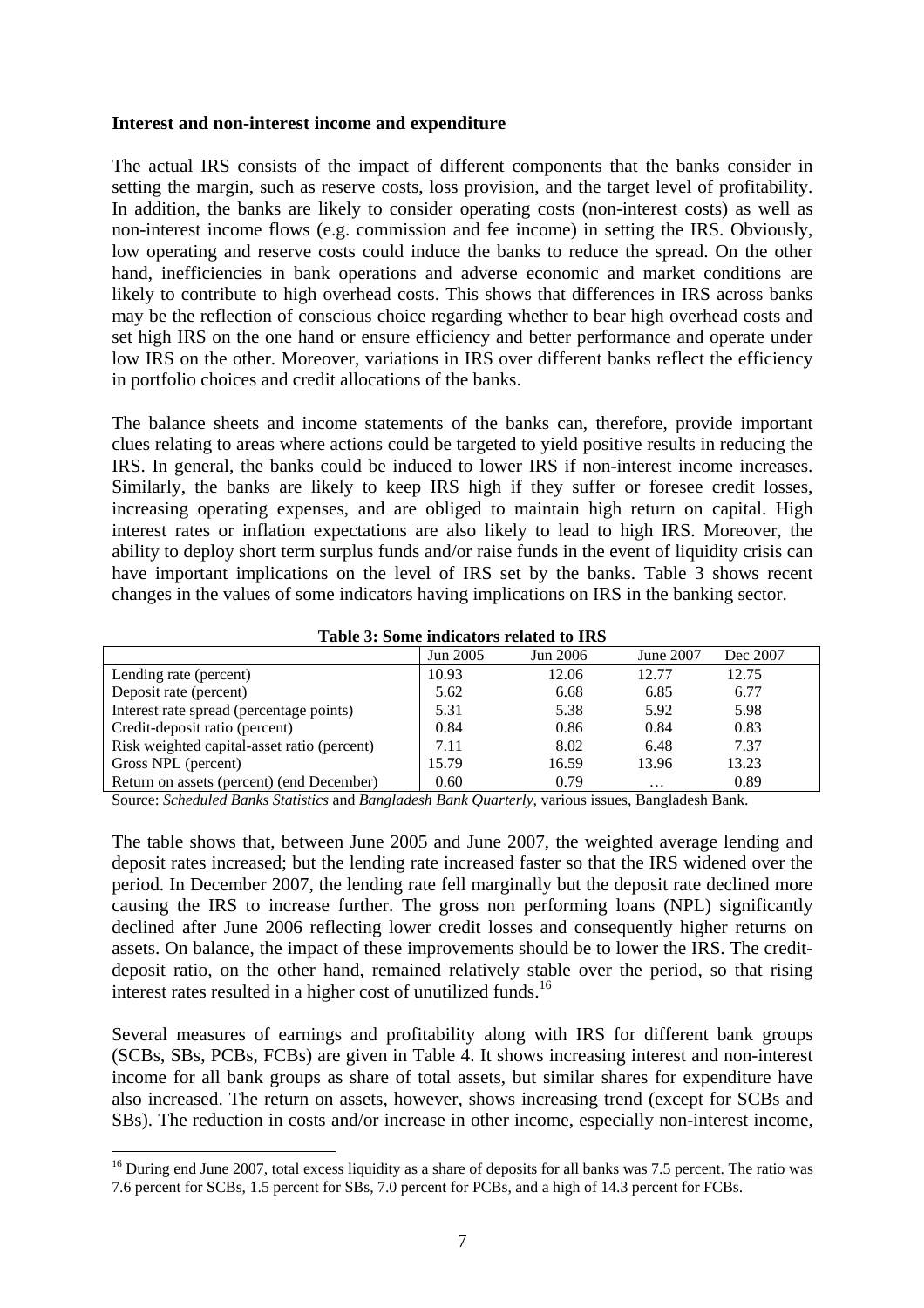**Interest and non-interest income and expenditure**

The actual IRS consists of the impact of different components that the banks consider in setting the margin, such as reserve costs, loss provision, and the target level of profitability. In addition, the banks are likely to consider operating costs (non-interest costs) as well as non-interest income flows (e.g. commission and fee income) in setting the IRS. Obviously, low operating and reserve costs could induce the banks to reduce the spread. On the other hand, inefficiencies in bank operations and adverse economic and market conditions are likely to contribute to high overhead costs. This shows that differences in IRS across banks may be the reflection of conscious choice regarding whether to bear high overhead costs and set high IRS on the one hand or ensure efficiency and better performance and operate under low IRS on the other. Moreover, variations in IRS over different banks reflect the efficiency in portfolio choices and credit allocations of the banks.

The balance sheets and income statements of the banks can, therefore, provide important clues relating to areas where actions could be targeted to yield positive results in reducing the IRS. In general, the banks could be induced to lower IRS if non-interest income increases. Similarly, the banks are likely to keep IRS high if they suffer or foresee credit losses, increasing operating expenses, and are obliged to maintain high return on capital. High interest rates or inflation expectations are also likely to lead to high IRS. Moreover, the ability to deploy short term surplus funds and/or raise funds in the event of liquidity crisis can have important implications on the level of IRS set by the banks. Table 3 shows recent changes in the values of some indicators having implications on IRS in the banking sector.

**Table 3: Some indicators related to IRS**

| | Jun 2005 | Jun 2006 | June 2007 | Dec 2007 |
|---|---|---|---|---|
| Lending rate (percent) | 10.93 | 12.06 | 12.77 | 12.75 |
| Deposit rate (percent) | 5.62 | 6.68 | 6.85 | 6.77 |
| Interest rate spread (percentage points) | 5.31 | 5.38 | 5.92 | 5.98 |
| Credit-deposit ratio (percent) | 0.84 | 0.86 | 0.84 | 0.83 |
| Risk weighted capital-asset ratio (percent) | 7.11 | 8.02 | 6.48 | 7.37 |
| Gross NPL (percent) | 15.79 | 16.59 | 13.96 | 13.23 |
| Return on assets (percent) (end December) | 0.60 | 0.79 | … | 0.89 |

Source: *Scheduled Banks Statistics* and *Bangladesh Bank Quarterly*, various issues, Bangladesh Bank.

The table shows that, between June 2005 and June 2007, the weighted average lending and deposit rates increased; but the lending rate increased faster so that the IRS widened over the period. In December 2007, the lending rate fell marginally but the deposit rate declined more causing the IRS to increase further. The gross non performing loans (NPL) significantly declined after June 2006 reflecting lower credit losses and consequently higher returns on assets. On balance, the impact of these improvements should be to lower the IRS. The credit-deposit ratio, on the other hand, remained relatively stable over the period, so that rising interest rates resulted in a higher cost of unutilized funds.[16]

Several measures of earnings and profitability along with IRS for different bank groups (SCBs, SBs, PCBs, FCBs) are given in Table 4. It shows increasing interest and non-interest income for all bank groups as share of total assets, but similar shares for expenditure have also increased. The return on assets, however, shows increasing trend (except for SCBs and SBs). The reduction in costs and/or increase in other income, especially non-interest income,

[16] During end June 2007, total excess liquidity as a share of deposits for all banks was 7.5 percent. The ratio was 7.6 percent for SCBs, 1.5 percent for SBs, 7.0 percent for PCBs, and a high of 14.3 percent for FCBs.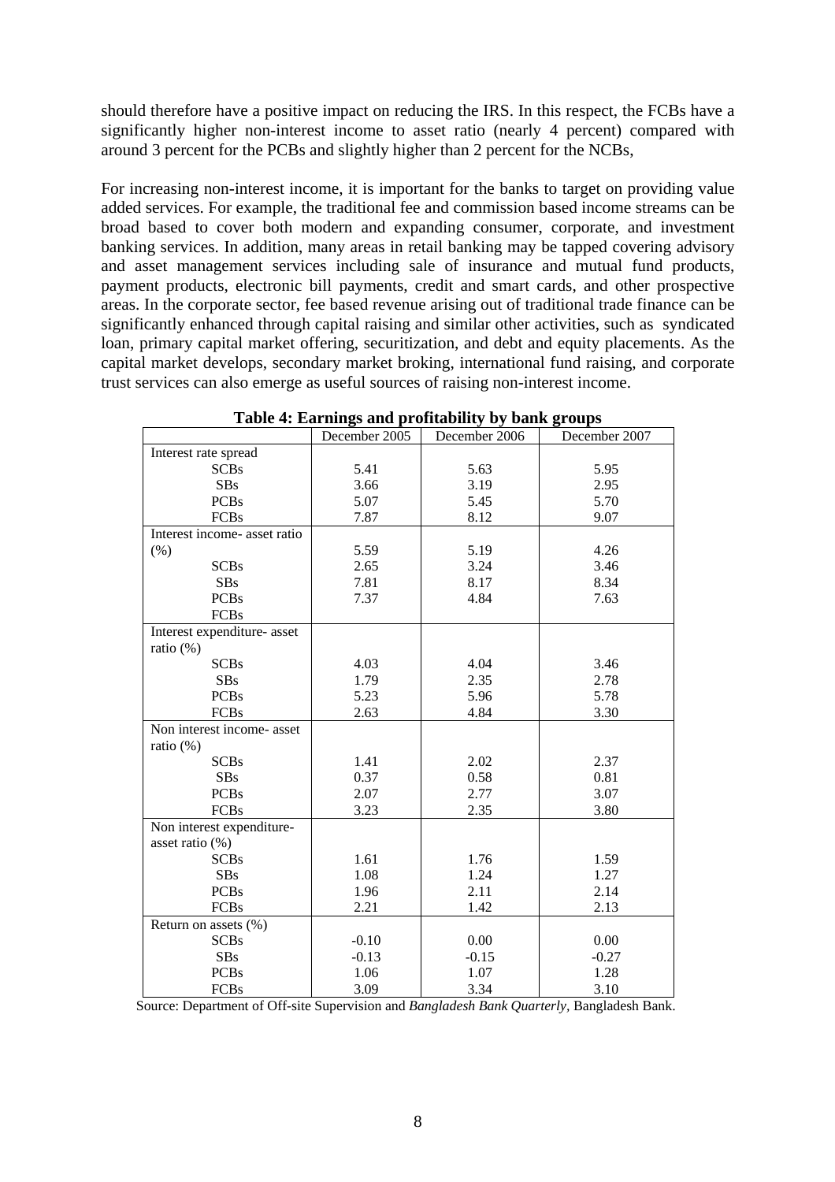should therefore have a positive impact on reducing the IRS. In this respect, the FCBs have a significantly higher non-interest income to asset ratio (nearly 4 percent) compared with around 3 percent for the PCBs and slightly higher than 2 percent for the NCBs,

For increasing non-interest income, it is important for the banks to target on providing value added services. For example, the traditional fee and commission based income streams can be broad based to cover both modern and expanding consumer, corporate, and investment banking services. In addition, many areas in retail banking may be tapped covering advisory and asset management services including sale of insurance and mutual fund products, payment products, electronic bill payments, credit and smart cards, and other prospective areas. In the corporate sector, fee based revenue arising out of traditional trade finance can be significantly enhanced through capital raising and similar other activities, such as syndicated loan, primary capital market offering, securitization, and debt and equity placements. As the capital market develops, secondary market broking, international fund raising, and corporate trust services can also emerge as useful sources of raising non-interest income.

**Table 4: Earnings and profitability by bank groups**

| | December 2005 | December 2006 | December 2007 |
|---|---|---|---|
| Interest rate spread | | | |
| SCBs | 5.41 | 5.63 | 5.95 |
| SBs | 3.66 | 3.19 | 2.95 |
| PCBs | 5.07 | 5.45 | 5.70 |
| FCBs | 7.87 | 8.12 | 9.07 |
| Interest income- asset ratio | | | |
| (%) | 5.59 | 5.19 | 4.26 |
| SCBs | 2.65 | 3.24 | 3.46 |
| SBs | 7.81 | 8.17 | 8.34 |
| PCBs | 7.37 | 4.84 | 7.63 |
| FCBs | | | |
| Interest expenditure- asset ratio (%) | | | |
| SCBs | 4.03 | 4.04 | 3.46 |
| SBs | 1.79 | 2.35 | 2.78 |
| PCBs | 5.23 | 5.96 | 5.78 |
| FCBs | 2.63 | 4.84 | 3.30 |
| Non interest income- asset ratio (%) | | | |
| SCBs | 1.41 | 2.02 | 2.37 |
| SBs | 0.37 | 0.58 | 0.81 |
| PCBs | 2.07 | 2.77 | 3.07 |
| FCBs | 3.23 | 2.35 | 3.80 |
| Non interest expenditure- asset ratio (%) | | | |
| SCBs | 1.61 | 1.76 | 1.59 |
| SBs | 1.08 | 1.24 | 1.27 |
| PCBs | 1.96 | 2.11 | 2.14 |
| FCBs | 2.21 | 1.42 | 2.13 |
| Return on assets (%) | | | |
| SCBs | -0.10 | 0.00 | 0.00 |
| SBs | -0.13 | -0.15 | -0.27 |
| PCBs | 1.06 | 1.07 | 1.28 |
| FCBs | 3.09 | 3.34 | 3.10 |

Source: Department of Off-site Supervision and *Bangladesh Bank Quarterly*, Bangladesh Bank.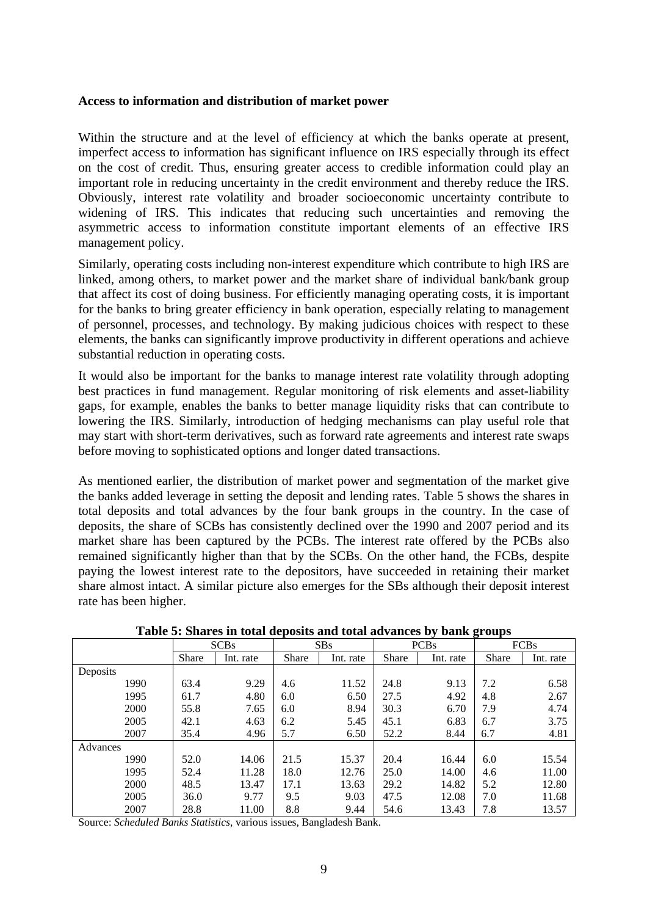**Access to information and distribution of market power**

Within the structure and at the level of efficiency at which the banks operate at present, imperfect access to information has significant influence on IRS especially through its effect on the cost of credit. Thus, ensuring greater access to credible information could play an important role in reducing uncertainty in the credit environment and thereby reduce the IRS. Obviously, interest rate volatility and broader socioeconomic uncertainty contribute to widening of IRS. This indicates that reducing such uncertainties and removing the asymmetric access to information constitute important elements of an effective IRS management policy.

Similarly, operating costs including non-interest expenditure which contribute to high IRS are linked, among others, to market power and the market share of individual bank/bank group that affect its cost of doing business. For efficiently managing operating costs, it is important for the banks to bring greater efficiency in bank operation, especially relating to management of personnel, processes, and technology. By making judicious choices with respect to these elements, the banks can significantly improve productivity in different operations and achieve substantial reduction in operating costs.

It would also be important for the banks to manage interest rate volatility through adopting best practices in fund management. Regular monitoring of risk elements and asset-liability gaps, for example, enables the banks to better manage liquidity risks that can contribute to lowering the IRS. Similarly, introduction of hedging mechanisms can play useful role that may start with short-term derivatives, such as forward rate agreements and interest rate swaps before moving to sophisticated options and longer dated transactions.

As mentioned earlier, the distribution of market power and segmentation of the market give the banks added leverage in setting the deposit and lending rates. Table 5 shows the shares in total deposits and total advances by the four bank groups in the country. In the case of deposits, the share of SCBs has consistently declined over the 1990 and 2007 period and its market share has been captured by the PCBs. The interest rate offered by the PCBs also remained significantly higher than that by the SCBs. On the other hand, the FCBs, despite paying the lowest interest rate to the depositors, have succeeded in retaining their market share almost intact. A similar picture also emerges for the SBs although their deposit interest rate has been higher.

**Table 5: Shares in total deposits and total advances by bank groups**

| | SCBs | | SBs | | PCBs | | FCBs | |
|---|---|---|---|---|---|---|---|---|
| | Share | Int. rate | Share | Int. rate | Share | Int. rate | Share | Int. rate |
| Deposits | | | | | | | | |
| 1990 | 63.4 | 9.29 | 4.6 | 11.52 | 24.8 | 9.13 | 7.2 | 6.58 |
| 1995 | 61.7 | 4.80 | 6.0 | 6.50 | 27.5 | 4.92 | 4.8 | 2.67 |
| 2000 | 55.8 | 7.65 | 6.0 | 8.94 | 30.3 | 6.70 | 7.9 | 4.74 |
| 2005 | 42.1 | 4.63 | 6.2 | 5.45 | 45.1 | 6.83 | 6.7 | 3.75 |
| 2007 | 35.4 | 4.96 | 5.7 | 6.50 | 52.2 | 8.44 | 6.7 | 4.81 |
| Advances | | | | | | | | |
| 1990 | 52.0 | 14.06 | 21.5 | 15.37 | 20.4 | 16.44 | 6.0 | 15.54 |
| 1995 | 52.4 | 11.28 | 18.0 | 12.76 | 25.0 | 14.00 | 4.6 | 11.00 |
| 2000 | 48.5 | 13.47 | 17.1 | 13.63 | 29.2 | 14.82 | 5.2 | 12.80 |
| 2005 | 36.0 | 9.77 | 9.5 | 9.03 | 47.5 | 12.08 | 7.0 | 11.68 |
| 2007 | 28.8 | 11.00 | 8.8 | 9.44 | 54.6 | 13.43 | 7.8 | 13.57 |

Source: *Scheduled Banks Statistics*, various issues, Bangladesh Bank.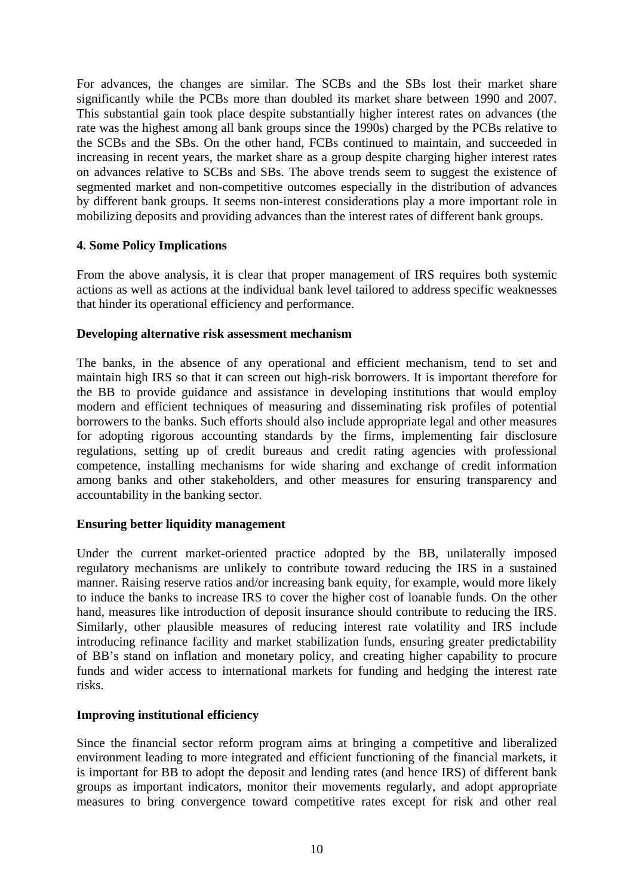For advances, the changes are similar. The SCBs and the SBs lost their market share significantly while the PCBs more than doubled its market share between 1990 and 2007. This substantial gain took place despite substantially higher interest rates on advances (the rate was the highest among all bank groups since the 1990s) charged by the PCBs relative to the SCBs and the SBs. On the other hand, FCBs continued to maintain, and succeeded in increasing in recent years, the market share as a group despite charging higher interest rates on advances relative to SCBs and SBs. The above trends seem to suggest the existence of segmented market and non-competitive outcomes especially in the distribution of advances by different bank groups. It seems non-interest considerations play a more important role in mobilizing deposits and providing advances than the interest rates of different bank groups.

## 4. Some Policy Implications

From the above analysis, it is clear that proper management of IRS requires both systemic actions as well as actions at the individual bank level tailored to address specific weaknesses that hinder its operational efficiency and performance.

### Developing alternative risk assessment mechanism

The banks, in the absence of any operational and efficient mechanism, tend to set and maintain high IRS so that it can screen out high-risk borrowers. It is important therefore for the BB to provide guidance and assistance in developing institutions that would employ modern and efficient techniques of measuring and disseminating risk profiles of potential borrowers to the banks. Such efforts should also include appropriate legal and other measures for adopting rigorous accounting standards by the firms, implementing fair disclosure regulations, setting up of credit bureaus and credit rating agencies with professional competence, installing mechanisms for wide sharing and exchange of credit information among banks and other stakeholders, and other measures for ensuring transparency and accountability in the banking sector.

### Ensuring better liquidity management

Under the current market-oriented practice adopted by the BB, unilaterally imposed regulatory mechanisms are unlikely to contribute toward reducing the IRS in a sustained manner. Raising reserve ratios and/or increasing bank equity, for example, would more likely to induce the banks to increase IRS to cover the higher cost of loanable funds. On the other hand, measures like introduction of deposit insurance should contribute to reducing the IRS. Similarly, other plausible measures of reducing interest rate volatility and IRS include introducing refinance facility and market stabilization funds, ensuring greater predictability of BB's stand on inflation and monetary policy, and creating higher capability to procure funds and wider access to international markets for funding and hedging the interest rate risks.

### Improving institutional efficiency

Since the financial sector reform program aims at bringing a competitive and liberalized environment leading to more integrated and efficient functioning of the financial markets, it is important for BB to adopt the deposit and lending rates (and hence IRS) of different bank groups as important indicators, monitor their movements regularly, and adopt appropriate measures to bring convergence toward competitive rates except for risk and other real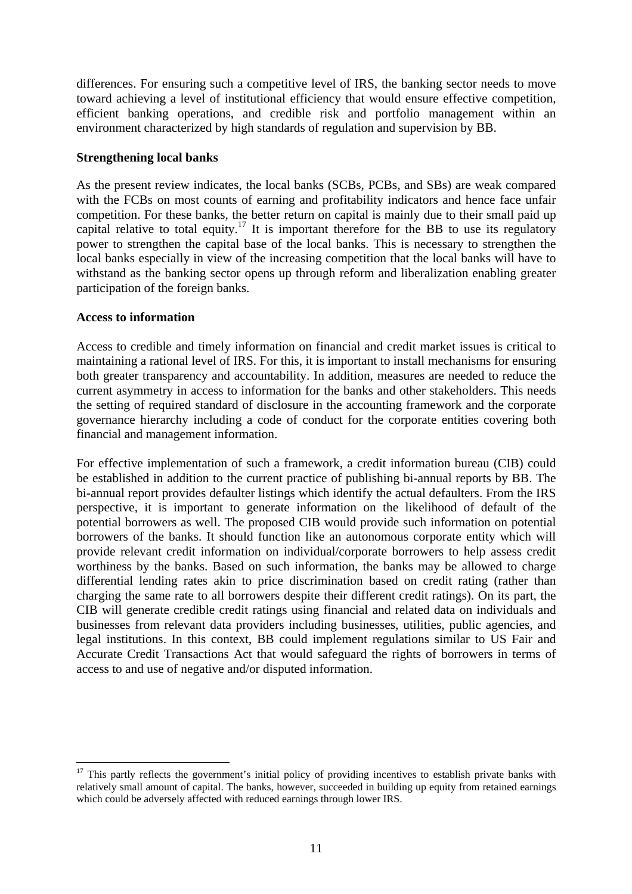differences. For ensuring such a competitive level of IRS, the banking sector needs to move toward achieving a level of institutional efficiency that would ensure effective competition, efficient banking operations, and credible risk and portfolio management within an environment characterized by high standards of regulation and supervision by BB.

**Strengthening local banks**

As the present review indicates, the local banks (SCBs, PCBs, and SBs) are weak compared with the FCBs on most counts of earning and profitability indicators and hence face unfair competition. For these banks, the better return on capital is mainly due to their small paid up capital relative to total equity.[17] It is important therefore for the BB to use its regulatory power to strengthen the capital base of the local banks. This is necessary to strengthen the local banks especially in view of the increasing competition that the local banks will have to withstand as the banking sector opens up through reform and liberalization enabling greater participation of the foreign banks.

**Access to information**

Access to credible and timely information on financial and credit market issues is critical to maintaining a rational level of IRS. For this, it is important to install mechanisms for ensuring both greater transparency and accountability. In addition, measures are needed to reduce the current asymmetry in access to information for the banks and other stakeholders. This needs the setting of required standard of disclosure in the accounting framework and the corporate governance hierarchy including a code of conduct for the corporate entities covering both financial and management information.

For effective implementation of such a framework, a credit information bureau (CIB) could be established in addition to the current practice of publishing bi-annual reports by BB. The bi-annual report provides defaulter listings which identify the actual defaulters. From the IRS perspective, it is important to generate information on the likelihood of default of the potential borrowers as well. The proposed CIB would provide such information on potential borrowers of the banks. It should function like an autonomous corporate entity which will provide relevant credit information on individual/corporate borrowers to help assess credit worthiness by the banks. Based on such information, the banks may be allowed to charge differential lending rates akin to price discrimination based on credit rating (rather than charging the same rate to all borrowers despite their different credit ratings). On its part, the CIB will generate credible credit ratings using financial and related data on individuals and businesses from relevant data providers including businesses, utilities, public agencies, and legal institutions. In this context, BB could implement regulations similar to US Fair and Accurate Credit Transactions Act that would safeguard the rights of borrowers in terms of access to and use of negative and/or disputed information.

---

[17] This partly reflects the government's initial policy of providing incentives to establish private banks with relatively small amount of capital. The banks, however, succeeded in building up equity from retained earnings which could be adversely affected with reduced earnings through lower IRS.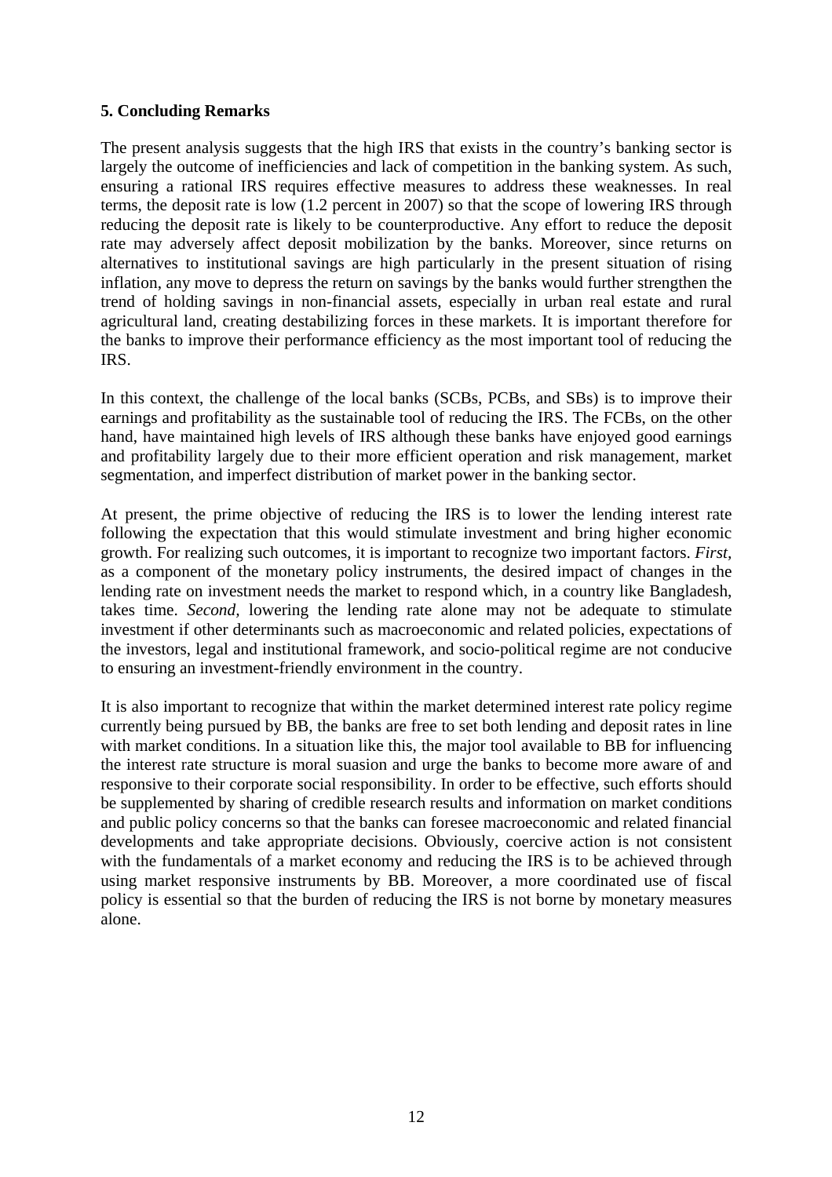**5. Concluding Remarks**

The present analysis suggests that the high IRS that exists in the country's banking sector is largely the outcome of inefficiencies and lack of competition in the banking system. As such, ensuring a rational IRS requires effective measures to address these weaknesses. In real terms, the deposit rate is low (1.2 percent in 2007) so that the scope of lowering IRS through reducing the deposit rate is likely to be counterproductive. Any effort to reduce the deposit rate may adversely affect deposit mobilization by the banks. Moreover, since returns on alternatives to institutional savings are high particularly in the present situation of rising inflation, any move to depress the return on savings by the banks would further strengthen the trend of holding savings in non-financial assets, especially in urban real estate and rural agricultural land, creating destabilizing forces in these markets. It is important therefore for the banks to improve their performance efficiency as the most important tool of reducing the IRS.

In this context, the challenge of the local banks (SCBs, PCBs, and SBs) is to improve their earnings and profitability as the sustainable tool of reducing the IRS. The FCBs, on the other hand, have maintained high levels of IRS although these banks have enjoyed good earnings and profitability largely due to their more efficient operation and risk management, market segmentation, and imperfect distribution of market power in the banking sector.

At present, the prime objective of reducing the IRS is to lower the lending interest rate following the expectation that this would stimulate investment and bring higher economic growth. For realizing such outcomes, it is important to recognize two important factors. *First*, as a component of the monetary policy instruments, the desired impact of changes in the lending rate on investment needs the market to respond which, in a country like Bangladesh, takes time. *Second*, lowering the lending rate alone may not be adequate to stimulate investment if other determinants such as macroeconomic and related policies, expectations of the investors, legal and institutional framework, and socio-political regime are not conducive to ensuring an investment-friendly environment in the country.

It is also important to recognize that within the market determined interest rate policy regime currently being pursued by BB, the banks are free to set both lending and deposit rates in line with market conditions. In a situation like this, the major tool available to BB for influencing the interest rate structure is moral suasion and urge the banks to become more aware of and responsive to their corporate social responsibility. In order to be effective, such efforts should be supplemented by sharing of credible research results and information on market conditions and public policy concerns so that the banks can foresee macroeconomic and related financial developments and take appropriate decisions. Obviously, coercive action is not consistent with the fundamentals of a market economy and reducing the IRS is to be achieved through using market responsive instruments by BB. Moreover, a more coordinated use of fiscal policy is essential so that the burden of reducing the IRS is not borne by monetary measures alone.